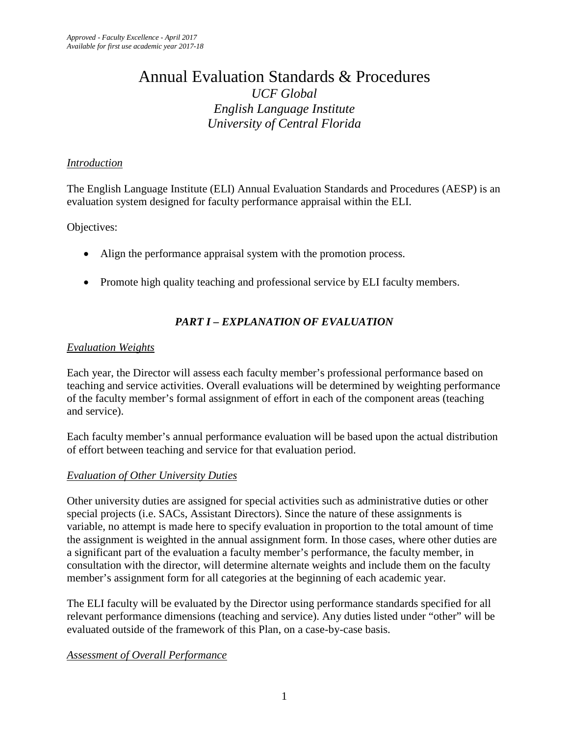*Approved - Faculty Excellence - April 2017*
*Available for first use academic year 2017-18*

# Annual Evaluation Standards & Procedures

*UCF Global*
*English Language Institute*
*University of Central Florida*

## *Introduction*

The English Language Institute (ELI) Annual Evaluation Standards and Procedures (AESP) is an evaluation system designed for faculty performance appraisal within the ELI.

Objectives:

- Align the performance appraisal system with the promotion process.
- Promote high quality teaching and professional service by ELI faculty members.

## *PART I – EXPLANATION OF EVALUATION*

### *Evaluation Weights*

Each year, the Director will assess each faculty member's professional performance based on teaching and service activities. Overall evaluations will be determined by weighting performance of the faculty member's formal assignment of effort in each of the component areas (teaching and service).

Each faculty member's annual performance evaluation will be based upon the actual distribution of effort between teaching and service for that evaluation period.

### *Evaluation of Other University Duties*

Other university duties are assigned for special activities such as administrative duties or other special projects (i.e. SACs, Assistant Directors). Since the nature of these assignments is variable, no attempt is made here to specify evaluation in proportion to the total amount of time the assignment is weighted in the annual assignment form. In those cases, where other duties are a significant part of the evaluation a faculty member's performance, the faculty member, in consultation with the director, will determine alternate weights and include them on the faculty member's assignment form for all categories at the beginning of each academic year.

The ELI faculty will be evaluated by the Director using performance standards specified for all relevant performance dimensions (teaching and service). Any duties listed under "other" will be evaluated outside of the framework of this Plan, on a case-by-case basis.

### *Assessment of Overall Performance*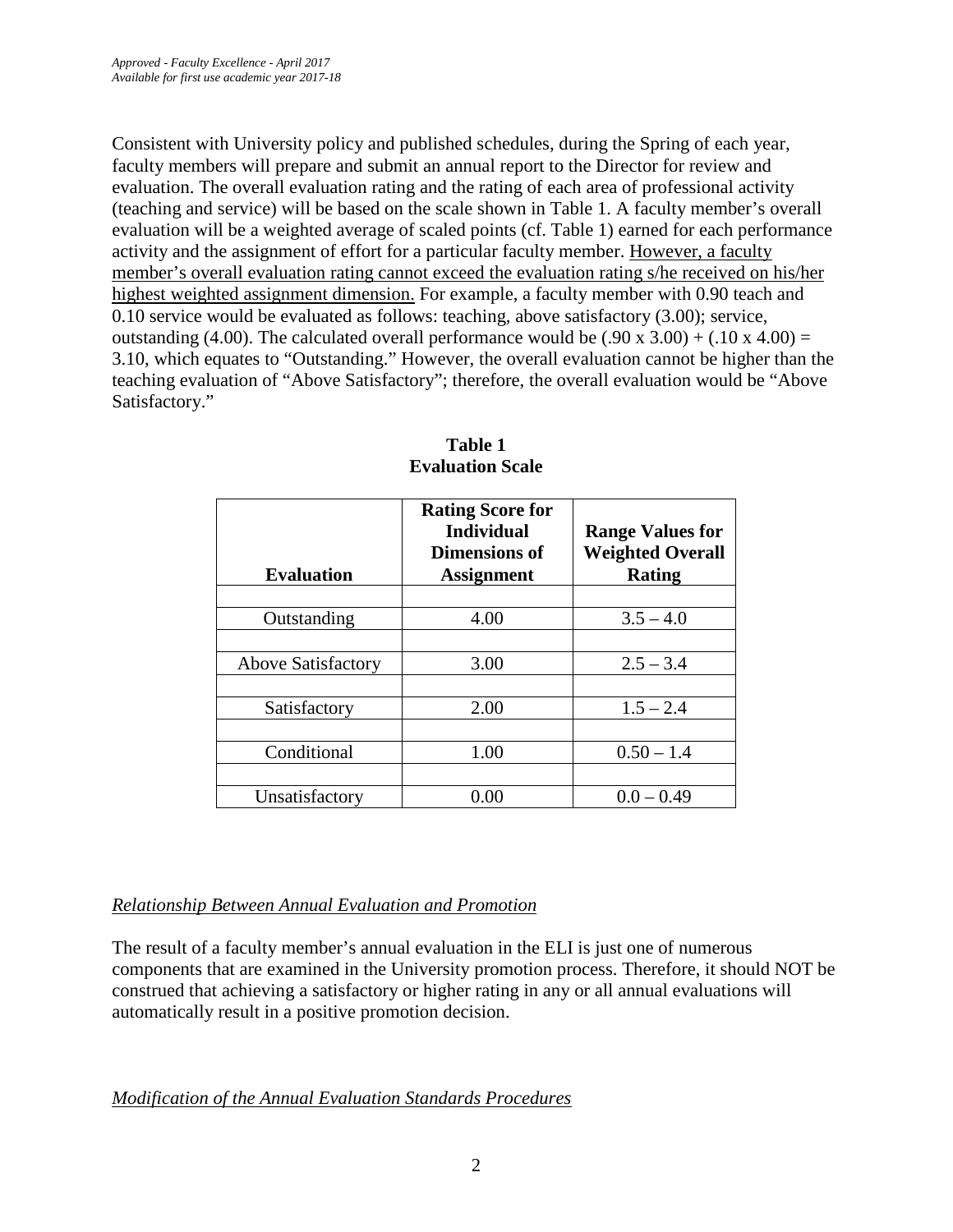*Approved - Faculty Excellence - April 2017*
*Available for first use academic year 2017-18*

Consistent with University policy and published schedules, during the Spring of each year, faculty members will prepare and submit an annual report to the Director for review and evaluation. The overall evaluation rating and the rating of each area of professional activity (teaching and service) will be based on the scale shown in Table 1. A faculty member's overall evaluation will be a weighted average of scaled points (cf. Table 1) earned for each performance activity and the assignment of effort for a particular faculty member. <u>However, a faculty member's overall evaluation rating cannot exceed the evaluation rating s/he received on his/her highest weighted assignment dimension.</u> For example, a faculty member with 0.90 teach and 0.10 service would be evaluated as follows: teaching, above satisfactory (3.00); service, outstanding (4.00). The calculated overall performance would be (.90 x 3.00) + (.10 x 4.00) = 3.10, which equates to "Outstanding." However, the overall evaluation cannot be higher than the teaching evaluation of "Above Satisfactory"; therefore, the overall evaluation would be "Above Satisfactory."

**Table 1**
**Evaluation Scale**

| **Evaluation** | **Rating Score for Individual Dimensions of Assignment** | **Range Values for Weighted Overall Rating** |
|---|---|---|
| Outstanding | 4.00 | 3.5 – 4.0 |
| Above Satisfactory | 3.00 | 2.5 – 3.4 |
| Satisfactory | 2.00 | 1.5 – 2.4 |
| Conditional | 1.00 | 0.50 – 1.4 |
| Unsatisfactory | 0.00 | 0.0 – 0.49 |

*<u>Relationship Between Annual Evaluation and Promotion</u>*

The result of a faculty member's annual evaluation in the ELI is just one of numerous components that are examined in the University promotion process. Therefore, it should NOT be construed that achieving a satisfactory or higher rating in any or all annual evaluations will automatically result in a positive promotion decision.

*<u>Modification of the Annual Evaluation Standards Procedures</u>*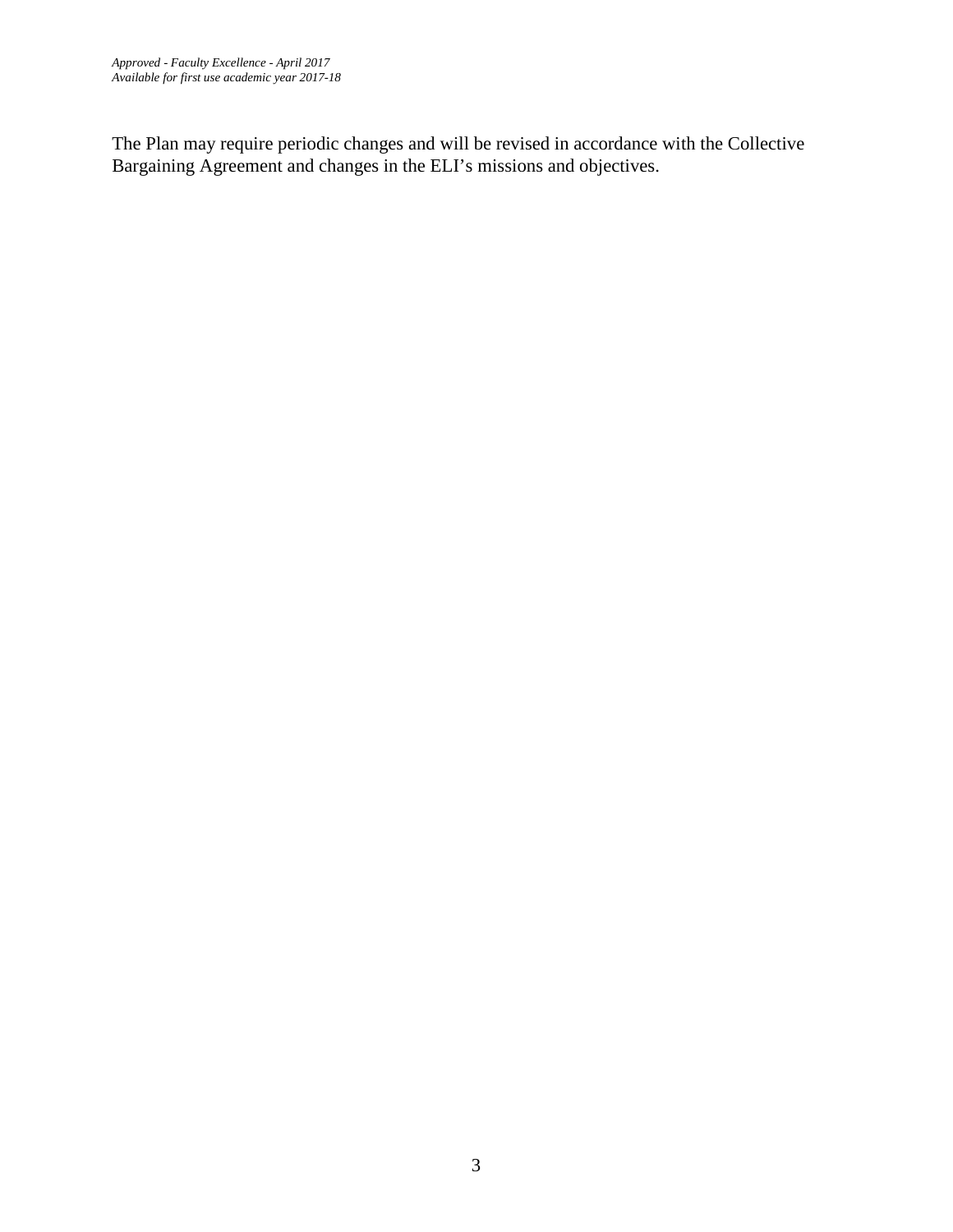The Plan may require periodic changes and will be revised in accordance with the Collective Bargaining Agreement and changes in the ELI's missions and objectives.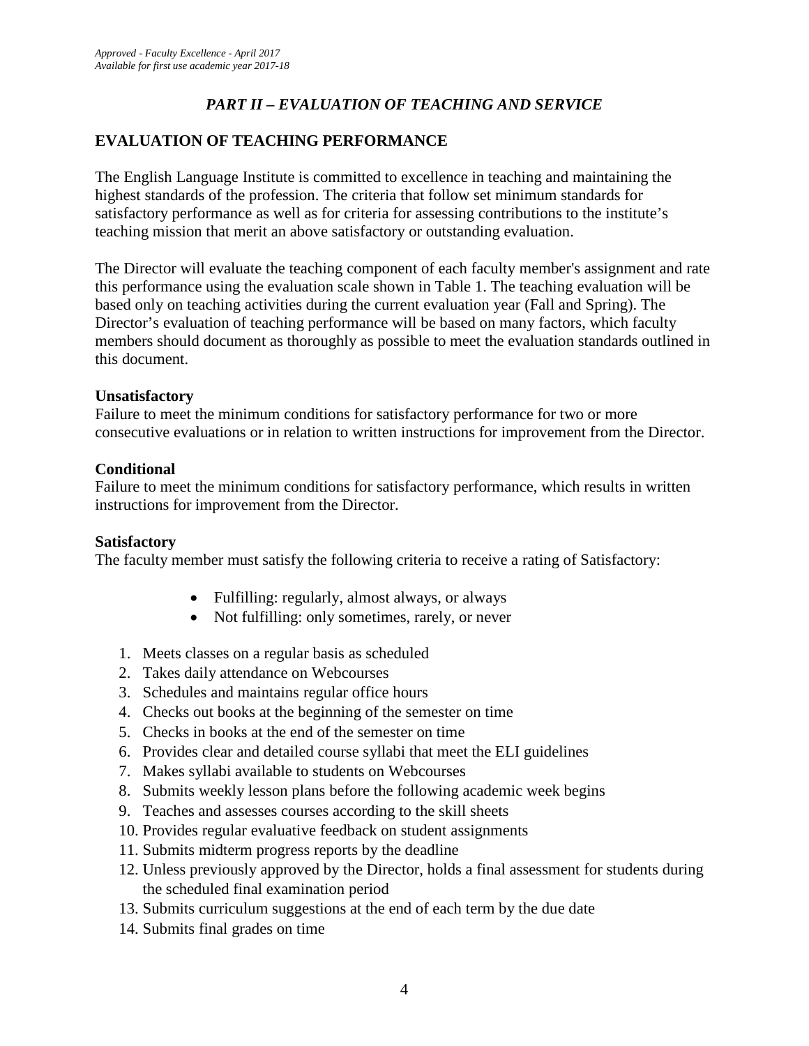*Approved - Faculty Excellence - April 2017*
*Available for first use academic year 2017-18*

## *PART II – EVALUATION OF TEACHING AND SERVICE*

## EVALUATION OF TEACHING PERFORMANCE

The English Language Institute is committed to excellence in teaching and maintaining the highest standards of the profession. The criteria that follow set minimum standards for satisfactory performance as well as for criteria for assessing contributions to the institute's teaching mission that merit an above satisfactory or outstanding evaluation.

The Director will evaluate the teaching component of each faculty member's assignment and rate this performance using the evaluation scale shown in Table 1. The teaching evaluation will be based only on teaching activities during the current evaluation year (Fall and Spring). The Director's evaluation of teaching performance will be based on many factors, which faculty members should document as thoroughly as possible to meet the evaluation standards outlined in this document.

**Unsatisfactory**
Failure to meet the minimum conditions for satisfactory performance for two or more consecutive evaluations or in relation to written instructions for improvement from the Director.

**Conditional**
Failure to meet the minimum conditions for satisfactory performance, which results in written instructions for improvement from the Director.

**Satisfactory**
The faculty member must satisfy the following criteria to receive a rating of Satisfactory:

- Fulfilling: regularly, almost always, or always
- Not fulfilling: only sometimes, rarely, or never

1. Meets classes on a regular basis as scheduled
2. Takes daily attendance on Webcourses
3. Schedules and maintains regular office hours
4. Checks out books at the beginning of the semester on time
5. Checks in books at the end of the semester on time
6. Provides clear and detailed course syllabi that meet the ELI guidelines
7. Makes syllabi available to students on Webcourses
8. Submits weekly lesson plans before the following academic week begins
9. Teaches and assesses courses according to the skill sheets
10. Provides regular evaluative feedback on student assignments
11. Submits midterm progress reports by the deadline
12. Unless previously approved by the Director, holds a final assessment for students during the scheduled final examination period
13. Submits curriculum suggestions at the end of each term by the due date
14. Submits final grades on time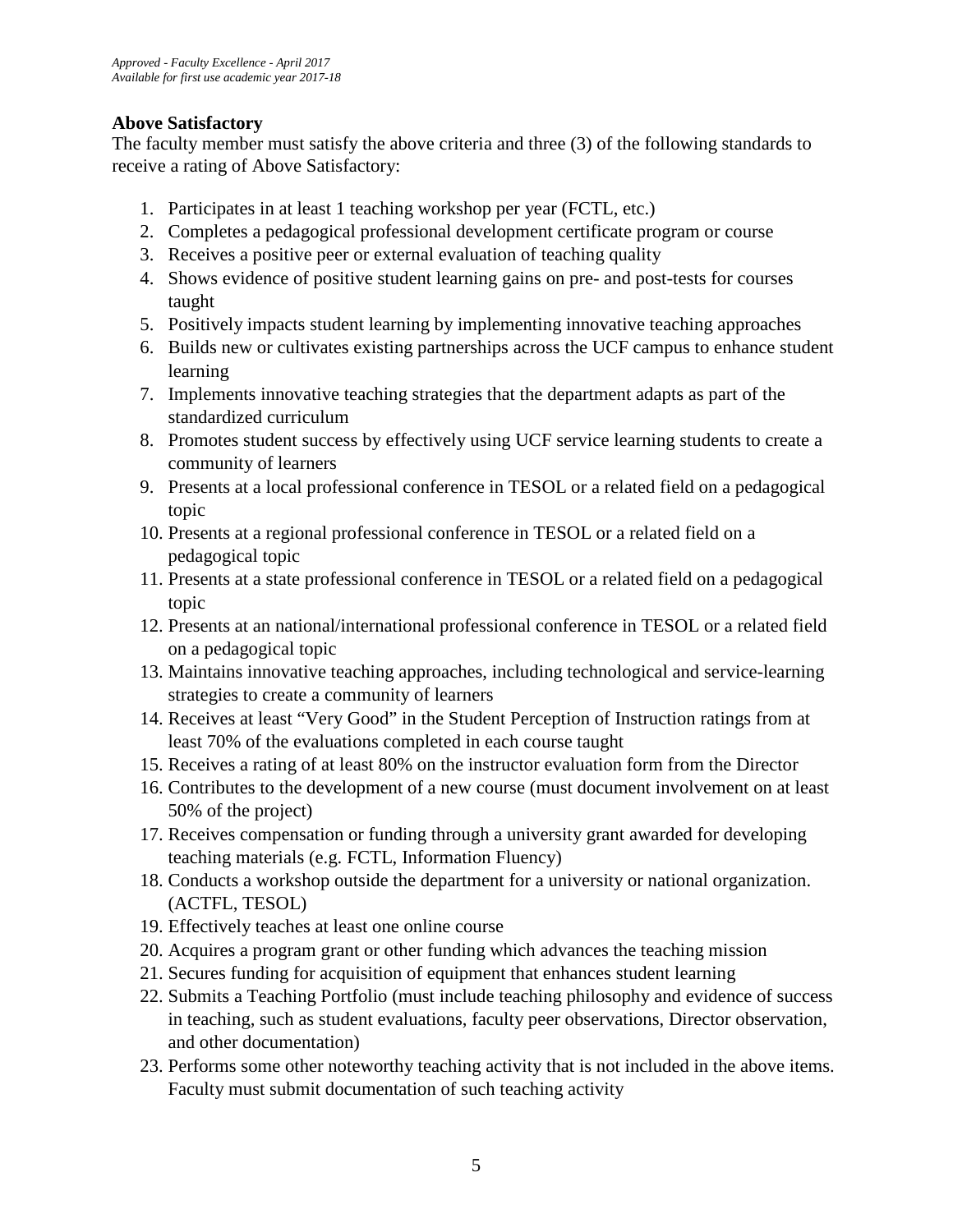### Above Satisfactory

The faculty member must satisfy the above criteria and three (3) of the following standards to receive a rating of Above Satisfactory:

1. Participates in at least 1 teaching workshop per year (FCTL, etc.)
2. Completes a pedagogical professional development certificate program or course
3. Receives a positive peer or external evaluation of teaching quality
4. Shows evidence of positive student learning gains on pre- and post-tests for courses taught
5. Positively impacts student learning by implementing innovative teaching approaches
6. Builds new or cultivates existing partnerships across the UCF campus to enhance student learning
7. Implements innovative teaching strategies that the department adapts as part of the standardized curriculum
8. Promotes student success by effectively using UCF service learning students to create a community of learners
9. Presents at a local professional conference in TESOL or a related field on a pedagogical topic
10. Presents at a regional professional conference in TESOL or a related field on a pedagogical topic
11. Presents at a state professional conference in TESOL or a related field on a pedagogical topic
12. Presents at an national/international professional conference in TESOL or a related field on a pedagogical topic
13. Maintains innovative teaching approaches, including technological and service-learning strategies to create a community of learners
14. Receives at least "Very Good" in the Student Perception of Instruction ratings from at least 70% of the evaluations completed in each course taught
15. Receives a rating of at least 80% on the instructor evaluation form from the Director
16. Contributes to the development of a new course (must document involvement on at least 50% of the project)
17. Receives compensation or funding through a university grant awarded for developing teaching materials (e.g. FCTL, Information Fluency)
18. Conducts a workshop outside the department for a university or national organization. (ACTFL, TESOL)
19. Effectively teaches at least one online course
20. Acquires a program grant or other funding which advances the teaching mission
21. Secures funding for acquisition of equipment that enhances student learning
22. Submits a Teaching Portfolio (must include teaching philosophy and evidence of success in teaching, such as student evaluations, faculty peer observations, Director observation, and other documentation)
23. Performs some other noteworthy teaching activity that is not included in the above items. Faculty must submit documentation of such teaching activity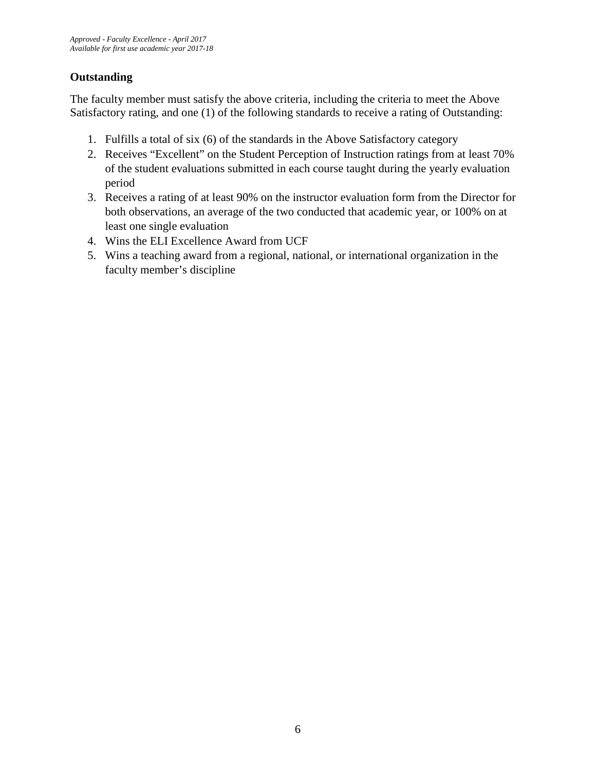## Outstanding

The faculty member must satisfy the above criteria, including the criteria to meet the Above Satisfactory rating, and one (1) of the following standards to receive a rating of Outstanding:

1. Fulfills a total of six (6) of the standards in the Above Satisfactory category
2. Receives "Excellent" on the Student Perception of Instruction ratings from at least 70% of the student evaluations submitted in each course taught during the yearly evaluation period
3. Receives a rating of at least 90% on the instructor evaluation form from the Director for both observations, an average of the two conducted that academic year, or 100% on at least one single evaluation
4. Wins the ELI Excellence Award from UCF
5. Wins a teaching award from a regional, national, or international organization in the faculty member's discipline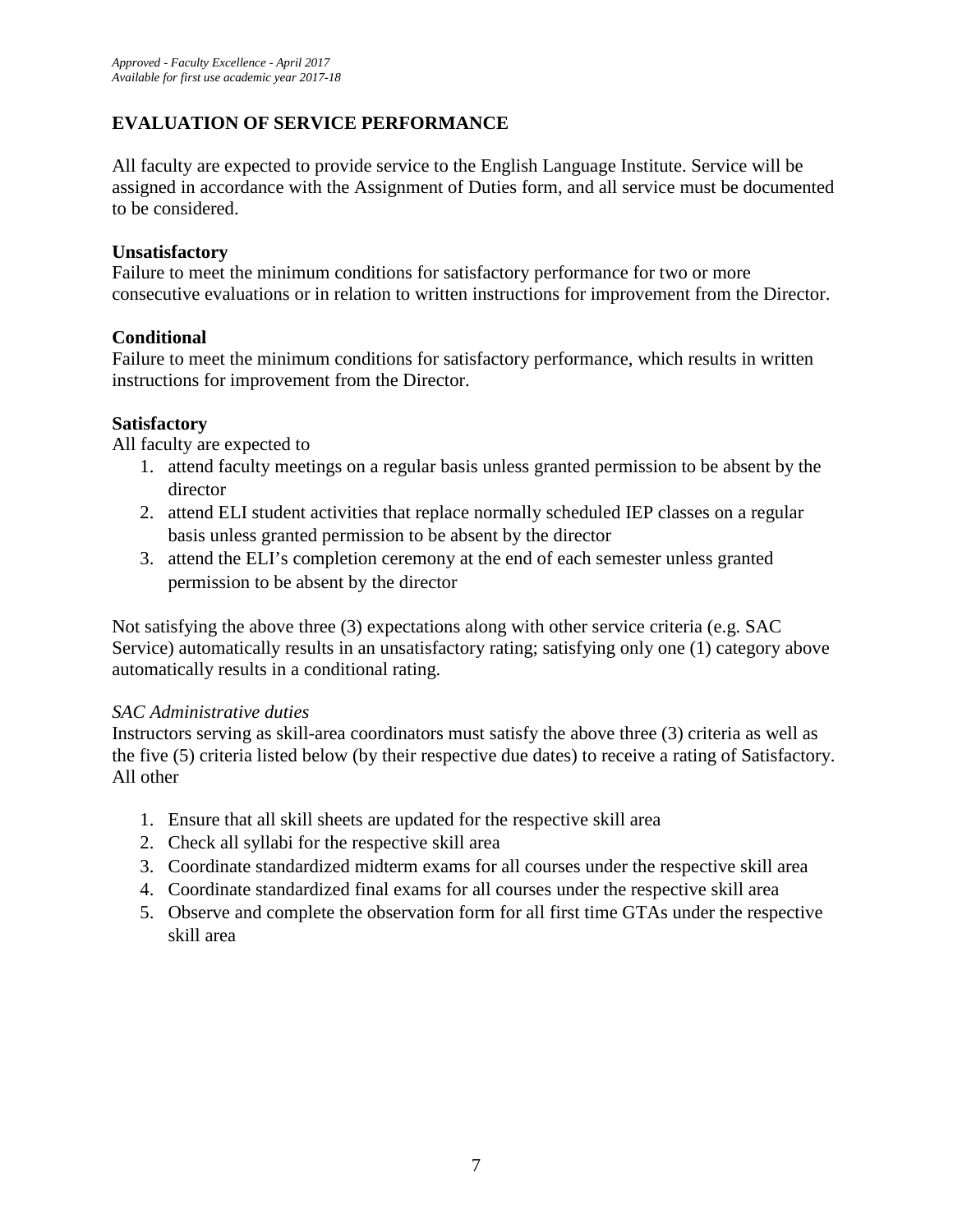*Approved - Faculty Excellence - April 2017*
*Available for first use academic year 2017-18*

## EVALUATION OF SERVICE PERFORMANCE

All faculty are expected to provide service to the English Language Institute. Service will be assigned in accordance with the Assignment of Duties form, and all service must be documented to be considered.

**Unsatisfactory**
Failure to meet the minimum conditions for satisfactory performance for two or more consecutive evaluations or in relation to written instructions for improvement from the Director.

**Conditional**
Failure to meet the minimum conditions for satisfactory performance, which results in written instructions for improvement from the Director.

**Satisfactory**
All faculty are expected to

1. attend faculty meetings on a regular basis unless granted permission to be absent by the director
2. attend ELI student activities that replace normally scheduled IEP classes on a regular basis unless granted permission to be absent by the director
3. attend the ELI's completion ceremony at the end of each semester unless granted permission to be absent by the director

Not satisfying the above three (3) expectations along with other service criteria (e.g. SAC Service) automatically results in an unsatisfactory rating; satisfying only one (1) category above automatically results in a conditional rating.

*SAC Administrative duties*
Instructors serving as skill-area coordinators must satisfy the above three (3) criteria as well as the five (5) criteria listed below (by their respective due dates) to receive a rating of Satisfactory. All other

1. Ensure that all skill sheets are updated for the respective skill area
2. Check all syllabi for the respective skill area
3. Coordinate standardized midterm exams for all courses under the respective skill area
4. Coordinate standardized final exams for all courses under the respective skill area
5. Observe and complete the observation form for all first time GTAs under the respective skill area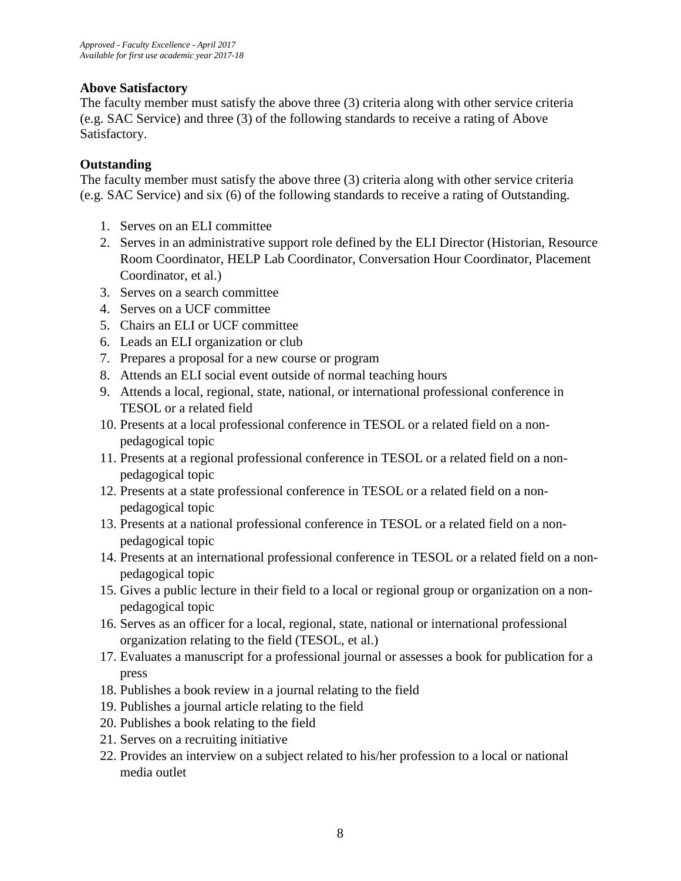**Above Satisfactory**

The faculty member must satisfy the above three (3) criteria along with other service criteria (e.g. SAC Service) and three (3) of the following standards to receive a rating of Above Satisfactory.

**Outstanding**

The faculty member must satisfy the above three (3) criteria along with other service criteria (e.g. SAC Service) and six (6) of the following standards to receive a rating of Outstanding.

1. Serves on an ELI committee
2. Serves in an administrative support role defined by the ELI Director (Historian, Resource Room Coordinator, HELP Lab Coordinator, Conversation Hour Coordinator, Placement Coordinator, et al.)
3. Serves on a search committee
4. Serves on a UCF committee
5. Chairs an ELI or UCF committee
6. Leads an ELI organization or club
7. Prepares a proposal for a new course or program
8. Attends an ELI social event outside of normal teaching hours
9. Attends a local, regional, state, national, or international professional conference in TESOL or a related field
10. Presents at a local professional conference in TESOL or a related field on a non-pedagogical topic
11. Presents at a regional professional conference in TESOL or a related field on a non-pedagogical topic
12. Presents at a state professional conference in TESOL or a related field on a non-pedagogical topic
13. Presents at a national professional conference in TESOL or a related field on a non-pedagogical topic
14. Presents at an international professional conference in TESOL or a related field on a non-pedagogical topic
15. Gives a public lecture in their field to a local or regional group or organization on a non-pedagogical topic
16. Serves as an officer for a local, regional, state, national or international professional organization relating to the field (TESOL, et al.)
17. Evaluates a manuscript for a professional journal or assesses a book for publication for a press
18. Publishes a book review in a journal relating to the field
19. Publishes a journal article relating to the field
20. Publishes a book relating to the field
21. Serves on a recruiting initiative
22. Provides an interview on a subject related to his/her profession to a local or national media outlet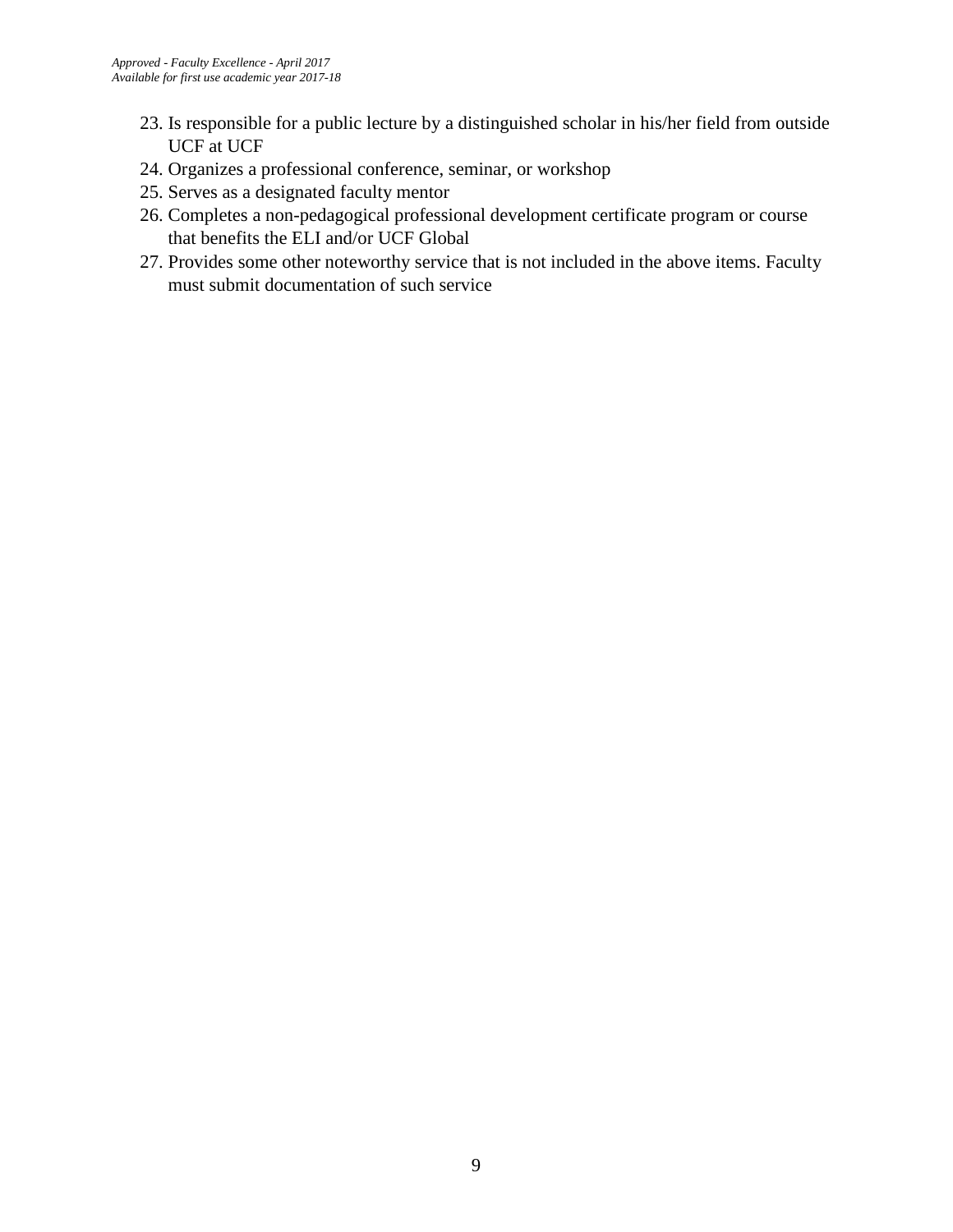23. Is responsible for a public lecture by a distinguished scholar in his/her field from outside UCF at UCF
24. Organizes a professional conference, seminar, or workshop
25. Serves as a designated faculty mentor
26. Completes a non-pedagogical professional development certificate program or course that benefits the ELI and/or UCF Global
27. Provides some other noteworthy service that is not included in the above items. Faculty must submit documentation of such service